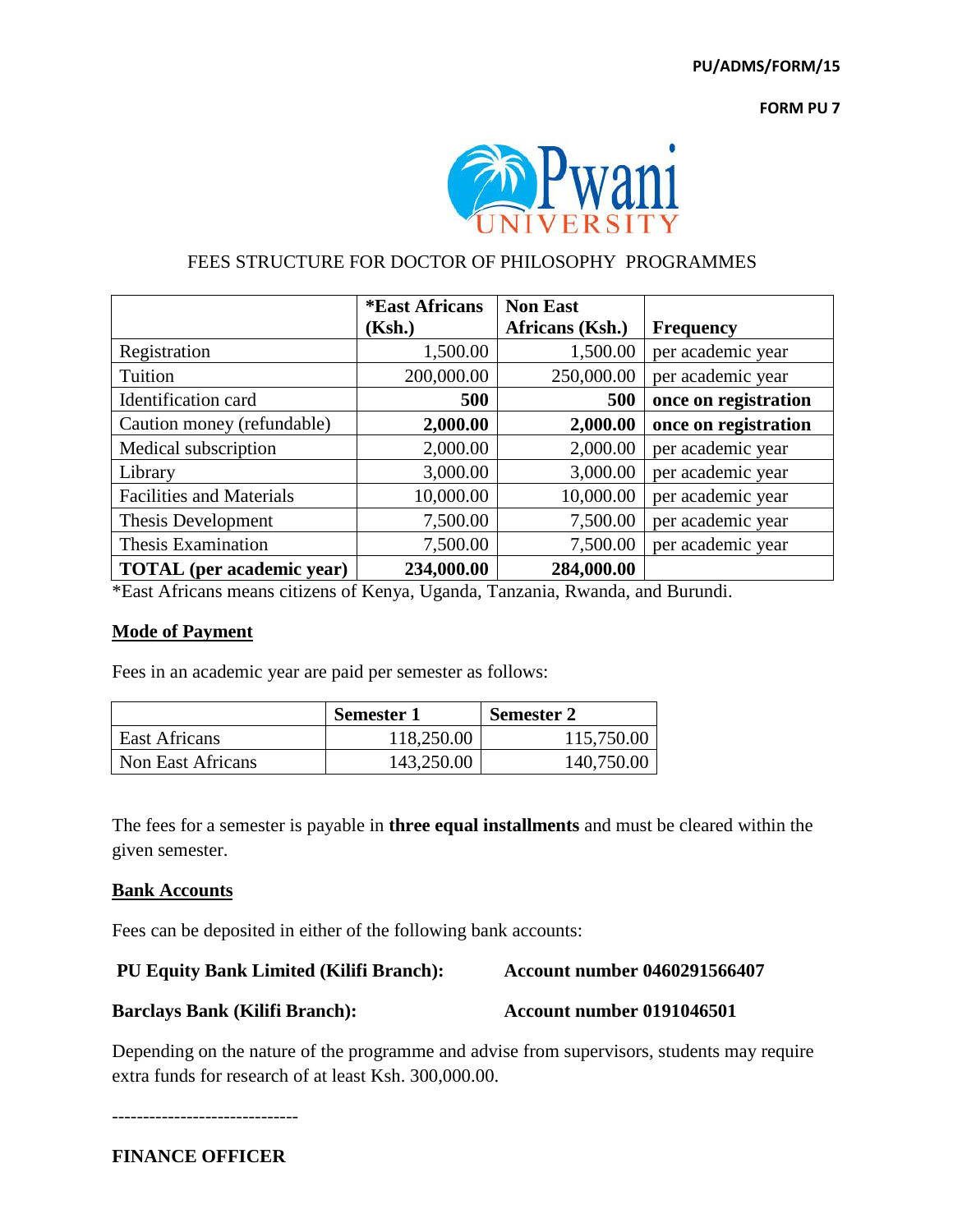PU/ADMS/FORM/15

**FORM PU 7**

Pwani UNIVERSITY

## FEES STRUCTURE FOR DOCTOR OF PHILOSOPHY PROGRAMMES

| | *East Africans (Ksh.) | Non East Africans (Ksh.) | Frequency |
|---|---|---|---|
| Registration | 1,500.00 | 1,500.00 | per academic year |
| Tuition | 200,000.00 | 250,000.00 | per academic year |
| Identification card | **500** | **500** | **once on registration** |
| Caution money (refundable) | **2,000.00** | **2,000.00** | **once on registration** |
| Medical subscription | 2,000.00 | 2,000.00 | per academic year |
| Library | 3,000.00 | 3,000.00 | per academic year |
| Facilities and Materials | 10,000.00 | 10,000.00 | per academic year |
| Thesis Development | 7,500.00 | 7,500.00 | per academic year |
| Thesis Examination | 7,500.00 | 7,500.00 | per academic year |
| **TOTAL (per academic year)** | **234,000.00** | **284,000.00** | |

*East Africans means citizens of Kenya, Uganda, Tanzania, Rwanda, and Burundi.

### Mode of Payment

Fees in an academic year are paid per semester as follows:

| | Semester 1 | Semester 2 |
|---|---|---|
| East Africans | 118,250.00 | 115,750.00 |
| Non East Africans | 143,250.00 | 140,750.00 |

The fees for a semester is payable in **three equal installments** and must be cleared within the given semester.

### Bank Accounts

Fees can be deposited in either of the following bank accounts:

**PU Equity Bank Limited (Kilifi Branch):** **Account number 0460291566407**

**Barclays Bank (Kilifi Branch):** **Account number 0191046501**

Depending on the nature of the programme and advise from supervisors, students may require extra funds for research of at least Ksh. 300,000.00.

------------------------------

**FINANCE OFFICER**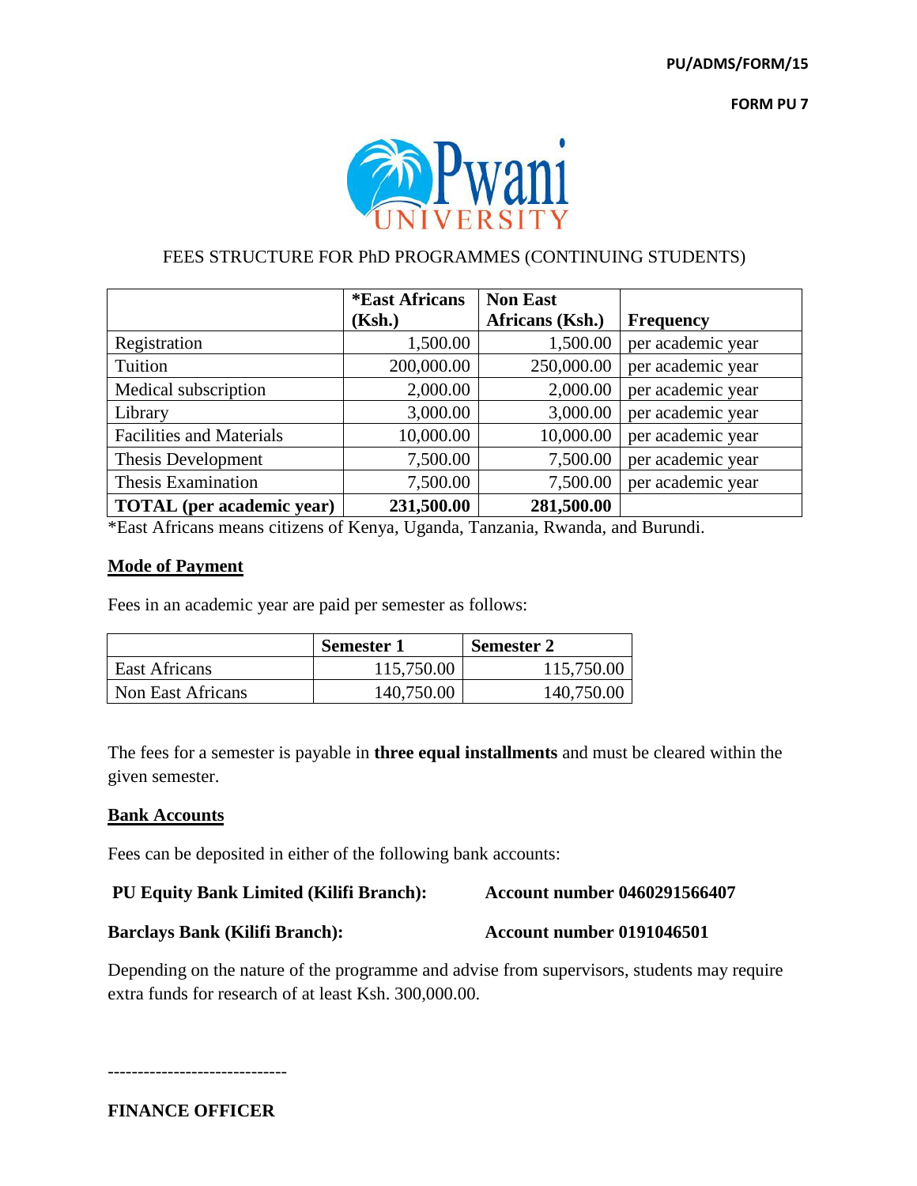PU/ADMS/FORM/15

FORM PU 7

# FEES STRUCTURE FOR PhD PROGRAMMES (CONTINUING STUDENTS)

| | *East Africans (Ksh.) | Non East Africans (Ksh.) | Frequency |
|---|---|---|---|
| Registration | 1,500.00 | 1,500.00 | per academic year |
| Tuition | 200,000.00 | 250,000.00 | per academic year |
| Medical subscription | 2,000.00 | 2,000.00 | per academic year |
| Library | 3,000.00 | 3,000.00 | per academic year |
| Facilities and Materials | 10,000.00 | 10,000.00 | per academic year |
| Thesis Development | 7,500.00 | 7,500.00 | per academic year |
| Thesis Examination | 7,500.00 | 7,500.00 | per academic year |
| **TOTAL (per academic year)** | **231,500.00** | **281,500.00** | |

*East Africans means citizens of Kenya, Uganda, Tanzania, Rwanda, and Burundi.

## Mode of Payment

Fees in an academic year are paid per semester as follows:

| | Semester 1 | Semester 2 |
|---|---|---|
| East Africans | 115,750.00 | 115,750.00 |
| Non East Africans | 140,750.00 | 140,750.00 |

The fees for a semester is payable in **three equal installments** and must be cleared within the given semester.

## Bank Accounts

Fees can be deposited in either of the following bank accounts:

**PU Equity Bank Limited (Kilifi Branch):** **Account number 0460291566407**

**Barclays Bank (Kilifi Branch):** **Account number 0191046501**

Depending on the nature of the programme and advise from supervisors, students may require extra funds for research of at least Ksh. 300,000.00.

------------------------------

**FINANCE OFFICER**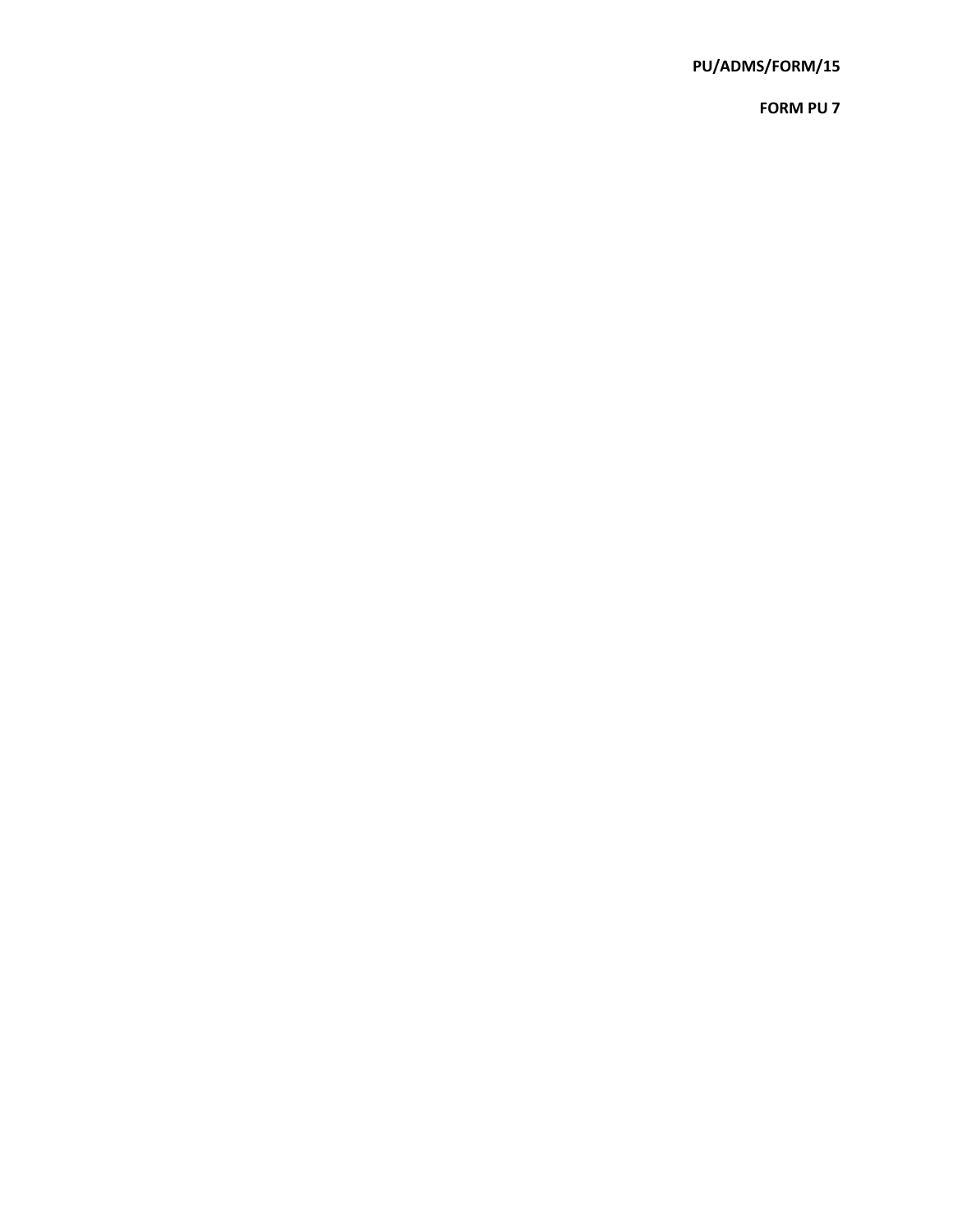**PU/ADMS/FORM/15**

**FORM PU 7**